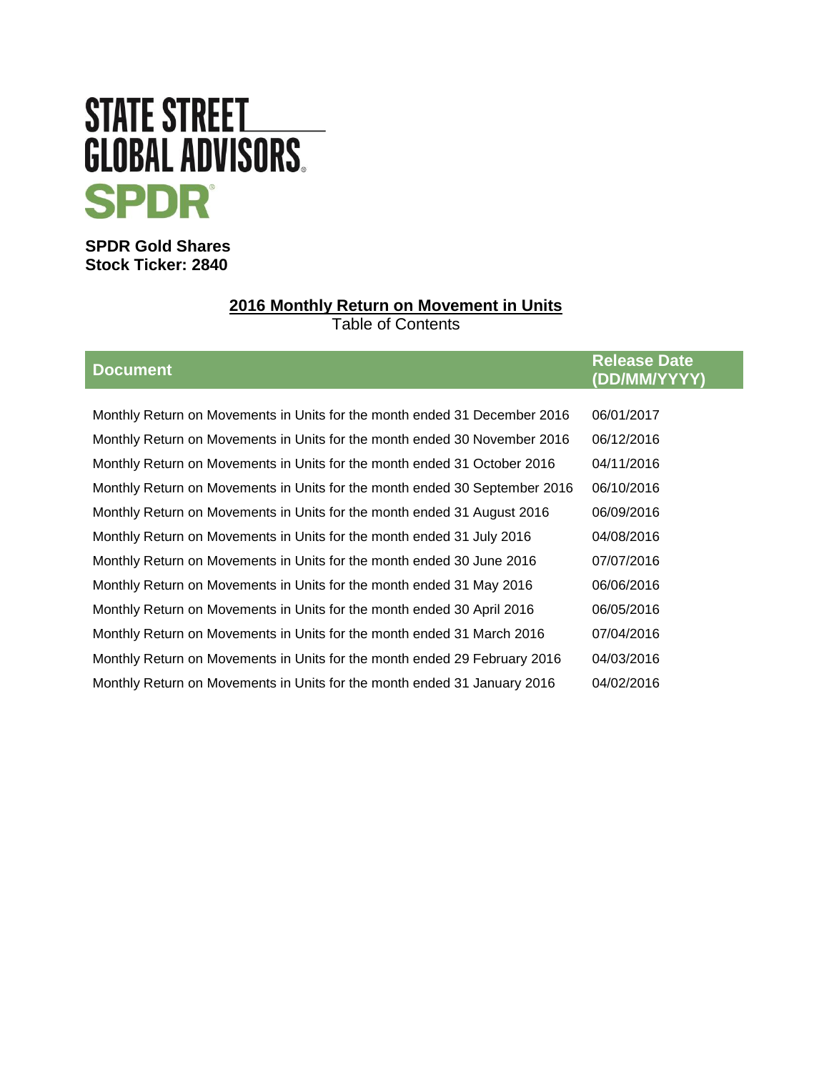STATE STREET GLOBAL ADVISORS

SPDR

**SPDR Gold Shares**
**Stock Ticker: 2840**

## 2016 Monthly Return on Movement in Units

Table of Contents

| Document | Release Date (DD/MM/YYYY) |
|---|---|
| Monthly Return on Movements in Units for the month ended 31 December 2016 | 06/01/2017 |
| Monthly Return on Movements in Units for the month ended 30 November 2016 | 06/12/2016 |
| Monthly Return on Movements in Units for the month ended 31 October 2016 | 04/11/2016 |
| Monthly Return on Movements in Units for the month ended 30 September 2016 | 06/10/2016 |
| Monthly Return on Movements in Units for the month ended 31 August 2016 | 06/09/2016 |
| Monthly Return on Movements in Units for the month ended 31 July 2016 | 04/08/2016 |
| Monthly Return on Movements in Units for the month ended 30 June 2016 | 07/07/2016 |
| Monthly Return on Movements in Units for the month ended 31 May 2016 | 06/06/2016 |
| Monthly Return on Movements in Units for the month ended 30 April 2016 | 06/05/2016 |
| Monthly Return on Movements in Units for the month ended 31 March 2016 | 07/04/2016 |
| Monthly Return on Movements in Units for the month ended 29 February 2016 | 04/03/2016 |
| Monthly Return on Movements in Units for the month ended 31 January 2016 | 04/02/2016 |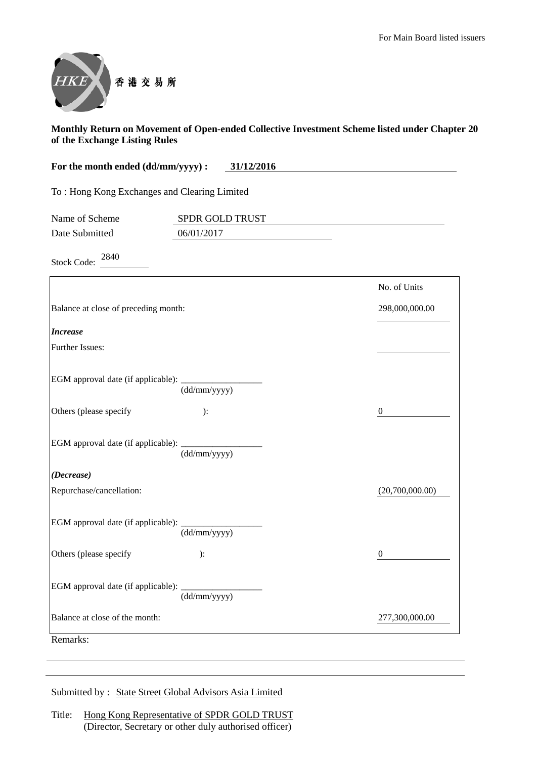For Main Board listed issuers

香港交易所

**Monthly Return on Movement of Open-ended Collective Investment Scheme listed under Chapter 20 of the Exchange Listing Rules**

**For the month ended (dd/mm/yyyy) : 31/12/2016**

To : Hong Kong Exchanges and Clearing Limited

Name of Scheme: SPDR GOLD TRUST

Date Submitted: 06/01/2017

Stock Code: 2840

| | No. of Units |
|---|---|
| Balance at close of preceding month: | 298,000,000.00 |
| ***Increase*** | |
| Further Issues: | |
| EGM approval date (if applicable): ________ (dd/mm/yyyy) | |
| Others (please specify ): | 0 |
| EGM approval date (if applicable): ________ (dd/mm/yyyy) | |
| ***(Decrease)*** | |
| Repurchase/cancellation: | (20,700,000.00) |
| EGM approval date (if applicable): ________ (dd/mm/yyyy) | |
| Others (please specify ): | 0 |
| EGM approval date (if applicable): ________ (dd/mm/yyyy) | |
| Balance at close of the month: | 277,300,000.00 |

Remarks:

Submitted by : State Street Global Advisors Asia Limited

Title: Hong Kong Representative of SPDR GOLD TRUST
(Director, Secretary or other duly authorised officer)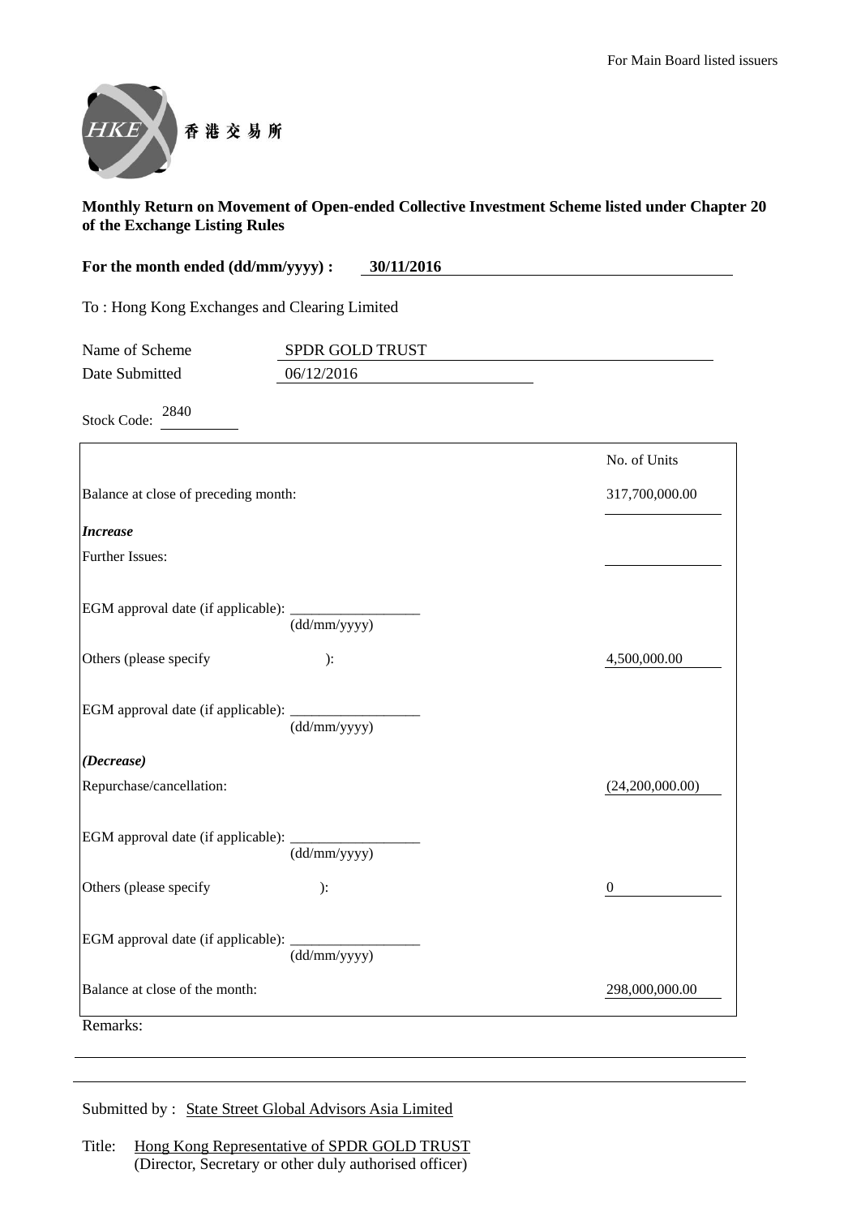For Main Board listed issuers

香港交易所

**Monthly Return on Movement of Open-ended Collective Investment Scheme listed under Chapter 20 of the Exchange Listing Rules**

**For the month ended (dd/mm/yyyy) : 30/11/2016**

To : Hong Kong Exchanges and Clearing Limited

Name of Scheme: SPDR GOLD TRUST

Date Submitted: 06/12/2016

Stock Code: 2840

| | No. of Units |
|---|---|
| Balance at close of preceding month: | 317,700,000.00 |
| ***Increase*** | |
| Further Issues: | |
| EGM approval date (if applicable): ______ (dd/mm/yyyy) | |
| Others (please specify ): | 4,500,000.00 |
| EGM approval date (if applicable): ______ (dd/mm/yyyy) | |
| ***(Decrease)*** | |
| Repurchase/cancellation: | (24,200,000.00) |
| EGM approval date (if applicable): ______ (dd/mm/yyyy) | |
| Others (please specify ): | 0 |
| EGM approval date (if applicable): ______ (dd/mm/yyyy) | |
| Balance at close of the month: | 298,000,000.00 |

Remarks:

Submitted by : State Street Global Advisors Asia Limited

Title: Hong Kong Representative of SPDR GOLD TRUST
(Director, Secretary or other duly authorised officer)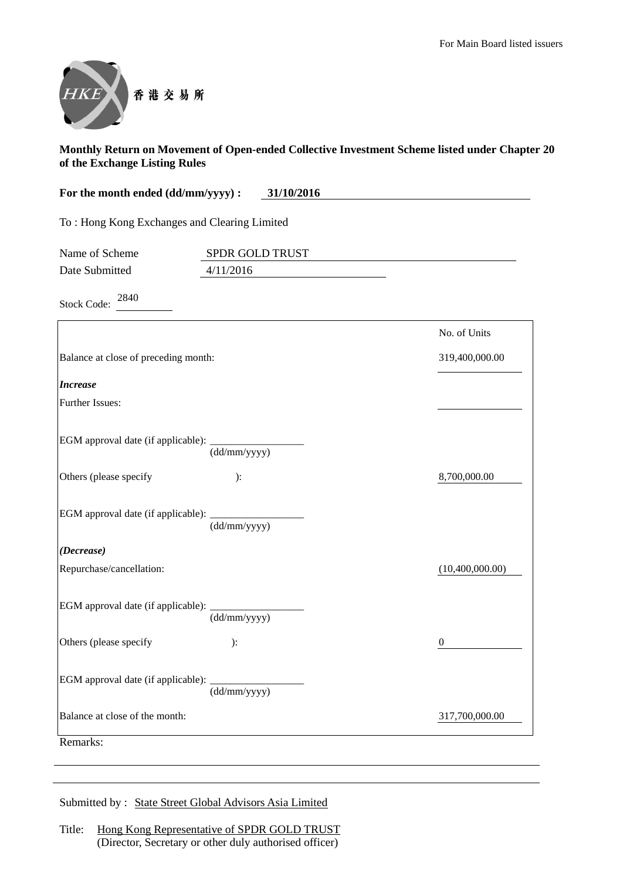For Main Board listed issuers

HKEX 香港交易所

**Monthly Return on Movement of Open-ended Collective Investment Scheme listed under Chapter 20 of the Exchange Listing Rules**

**For the month ended (dd/mm/yyyy) : 31/10/2016**

To : Hong Kong Exchanges and Clearing Limited

Name of Scheme: SPDR GOLD TRUST

Date Submitted: 4/11/2016

Stock Code: 2840

| | No. of Units |
|---|---|
| Balance at close of preceding month: | 319,400,000.00 |
| ***Increase*** | |
| Further Issues: | |
| EGM approval date (if applicable): ________ (dd/mm/yyyy) | |
| Others (please specify ): | 8,700,000.00 |
| EGM approval date (if applicable): ________ (dd/mm/yyyy) | |
| ***(Decrease)*** | |
| Repurchase/cancellation: | (10,400,000.00) |
| EGM approval date (if applicable): ________ (dd/mm/yyyy) | |
| Others (please specify ): | 0 |
| EGM approval date (if applicable): ________ (dd/mm/yyyy) | |
| Balance at close of the month: | 317,700,000.00 |

Remarks:

Submitted by : State Street Global Advisors Asia Limited

Title: Hong Kong Representative of SPDR GOLD TRUST
(Director, Secretary or other duly authorised officer)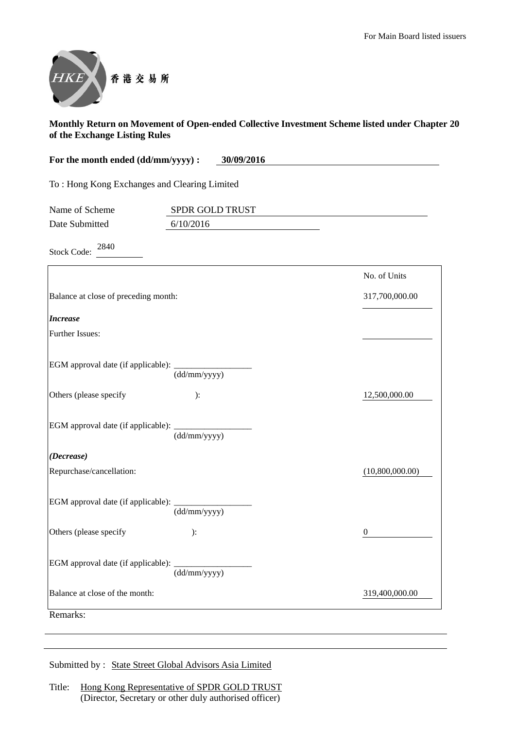For Main Board listed issuers

HKEX 香港交易所

**Monthly Return on Movement of Open-ended Collective Investment Scheme listed under Chapter 20 of the Exchange Listing Rules**

**For the month ended (dd/mm/yyyy) : 30/09/2016**

To : Hong Kong Exchanges and Clearing Limited

Name of Scheme: SPDR GOLD TRUST

Date Submitted: 6/10/2016

Stock Code: 2840

| | No. of Units |
|---|---|
| Balance at close of preceding month: | 317,700,000.00 |
| ***Increase*** | |
| Further Issues: | |
| EGM approval date (if applicable): ________ (dd/mm/yyyy) | |
| Others (please specify ): | 12,500,000.00 |
| EGM approval date (if applicable): ________ (dd/mm/yyyy) | |
| ***(Decrease)*** | |
| Repurchase/cancellation: | (10,800,000.00) |
| EGM approval date (if applicable): ________ (dd/mm/yyyy) | |
| Others (please specify ): | 0 |
| EGM approval date (if applicable): ________ (dd/mm/yyyy) | |
| Balance at close of the month: | 319,400,000.00 |

Remarks:

Submitted by : State Street Global Advisors Asia Limited

Title: Hong Kong Representative of SPDR GOLD TRUST
(Director, Secretary or other duly authorised officer)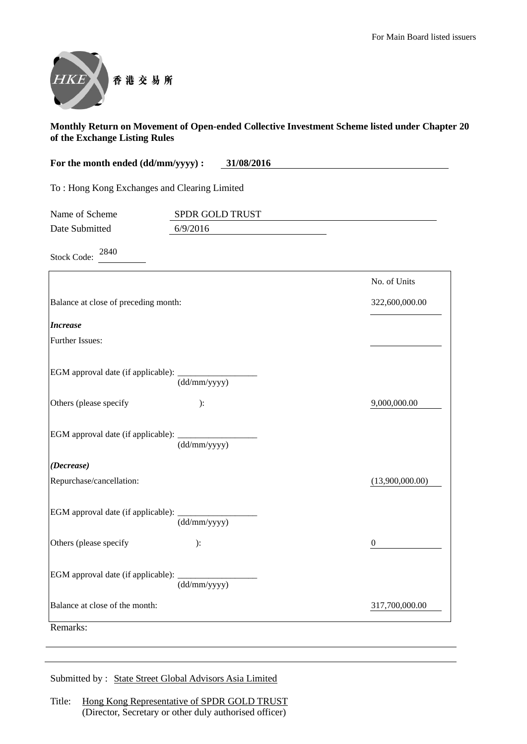For Main Board listed issuers

HKEX 香港交易所

**Monthly Return on Movement of Open-ended Collective Investment Scheme listed under Chapter 20 of the Exchange Listing Rules**

**For the month ended (dd/mm/yyyy) : 31/08/2016**

To : Hong Kong Exchanges and Clearing Limited

Name of Scheme: SPDR GOLD TRUST

Date Submitted: 6/9/2016

Stock Code: 2840

| | | No. of Units |
|---|---|---|
| Balance at close of preceding month: | | 322,600,000.00 |
| ***Increase*** | | |
| Further Issues: | | |
| EGM approval date (if applicable): | (dd/mm/yyyy) | |
| Others (please specify ): | | 9,000,000.00 |
| EGM approval date (if applicable): | (dd/mm/yyyy) | |
| ***(Decrease)*** | | |
| Repurchase/cancellation: | | (13,900,000.00) |
| EGM approval date (if applicable): | (dd/mm/yyyy) | |
| Others (please specify ): | | 0 |
| EGM approval date (if applicable): | (dd/mm/yyyy) | |
| Balance at close of the month: | | 317,700,000.00 |

Remarks:

Submitted by : State Street Global Advisors Asia Limited

Title: Hong Kong Representative of SPDR GOLD TRUST
(Director, Secretary or other duly authorised officer)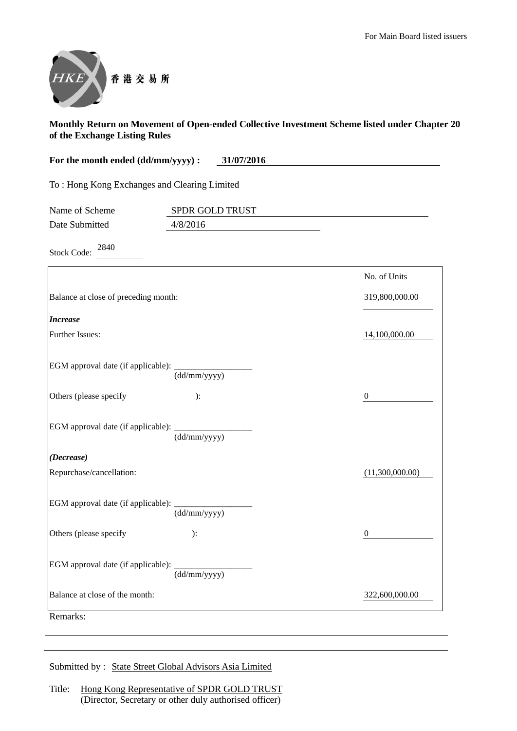For Main Board listed issuers

香港交易所

**Monthly Return on Movement of Open-ended Collective Investment Scheme listed under Chapter 20 of the Exchange Listing Rules**

**For the month ended (dd/mm/yyyy) : 31/07/2016**

To : Hong Kong Exchanges and Clearing Limited

Name of Scheme: SPDR GOLD TRUST

Date Submitted: 4/8/2016

Stock Code: 2840

| | No. of Units |
|---|---|
| Balance at close of preceding month: | 319,800,000.00 |
| ***Increase*** | |
| Further Issues: | 14,100,000.00 |
| EGM approval date (if applicable): ________ (dd/mm/yyyy) | |
| Others (please specify ): | 0 |
| EGM approval date (if applicable): ________ (dd/mm/yyyy) | |
| ***(Decrease)*** | |
| Repurchase/cancellation: | (11,300,000.00) |
| EGM approval date (if applicable): ________ (dd/mm/yyyy) | |
| Others (please specify ): | 0 |
| EGM approval date (if applicable): ________ (dd/mm/yyyy) | |
| Balance at close of the month: | 322,600,000.00 |

Remarks:

Submitted by : State Street Global Advisors Asia Limited

Title: Hong Kong Representative of SPDR GOLD TRUST
(Director, Secretary or other duly authorised officer)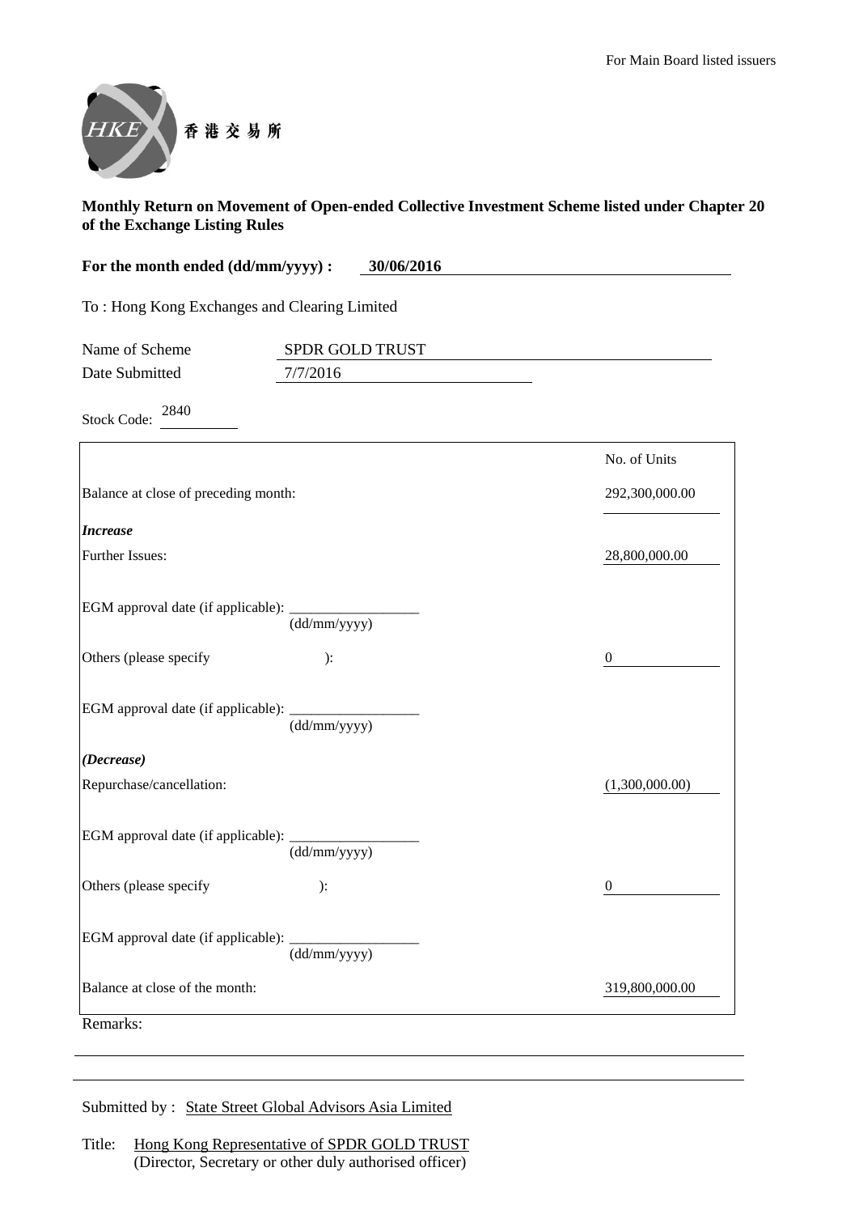For Main Board listed issuers

香港交易所

**Monthly Return on Movement of Open-ended Collective Investment Scheme listed under Chapter 20 of the Exchange Listing Rules**

**For the month ended (dd/mm/yyyy) : 30/06/2016**

To : Hong Kong Exchanges and Clearing Limited

Name of Scheme: SPDR GOLD TRUST

Date Submitted: 7/7/2016

Stock Code: 2840

| | No. of Units |
|---|---|
| Balance at close of preceding month: | 292,300,000.00 |
| ***Increase*** | |
| Further Issues: | 28,800,000.00 |
| EGM approval date (if applicable): ___ (dd/mm/yyyy) | |
| Others (please specify ): | 0 |
| EGM approval date (if applicable): ___ (dd/mm/yyyy) | |
| ***(Decrease)*** | |
| Repurchase/cancellation: | (1,300,000.00) |
| EGM approval date (if applicable): ___ (dd/mm/yyyy) | |
| Others (please specify ): | 0 |
| EGM approval date (if applicable): ___ (dd/mm/yyyy) | |
| Balance at close of the month: | 319,800,000.00 |

Remarks:

Submitted by : State Street Global Advisors Asia Limited

Title: Hong Kong Representative of SPDR GOLD TRUST
(Director, Secretary or other duly authorised officer)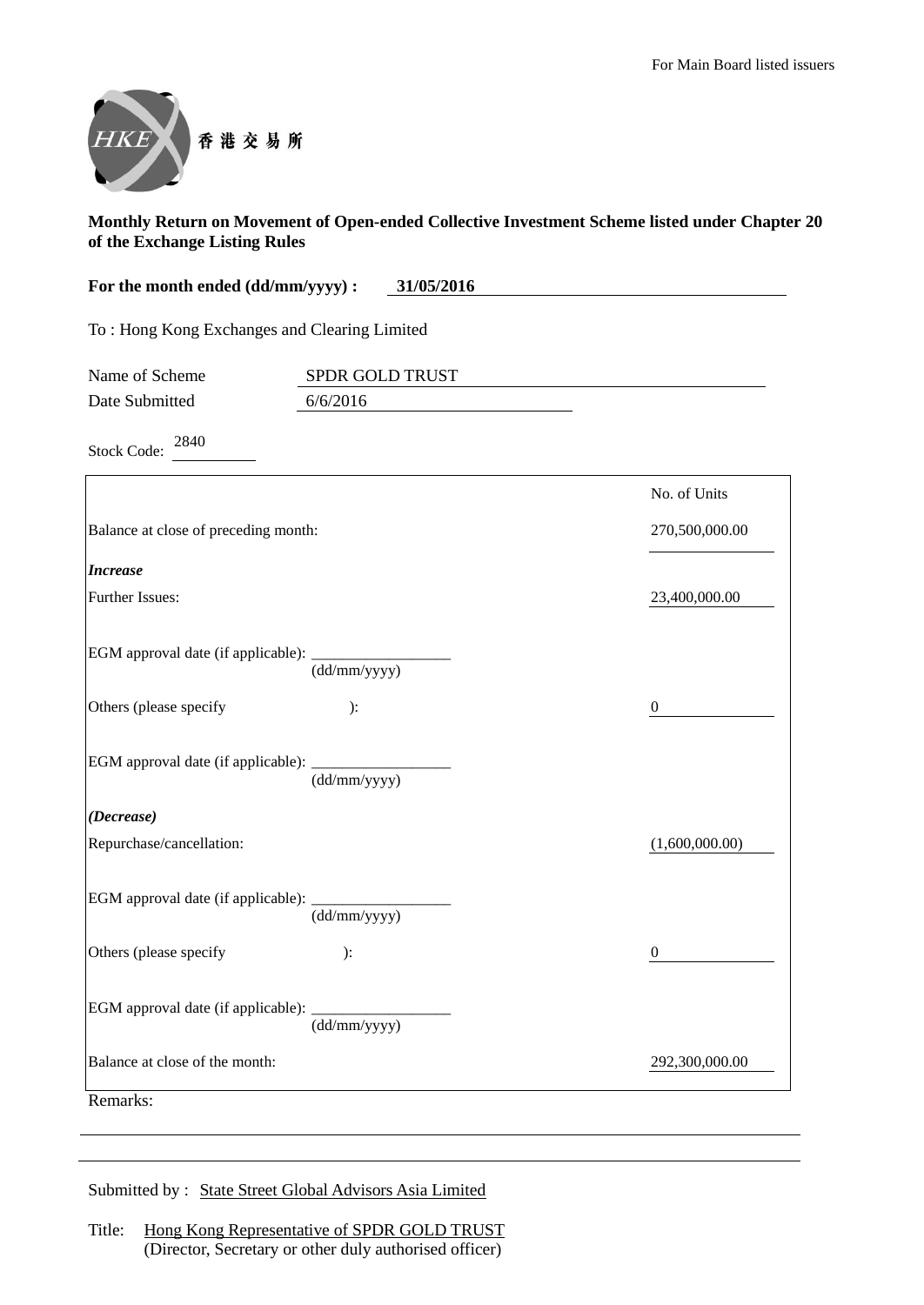For Main Board listed issuers

HKEX 香港交易所

**Monthly Return on Movement of Open-ended Collective Investment Scheme listed under Chapter 20 of the Exchange Listing Rules**

**For the month ended (dd/mm/yyyy) : 31/05/2016**

To : Hong Kong Exchanges and Clearing Limited

Name of Scheme: SPDR GOLD TRUST

Date Submitted: 6/6/2016

Stock Code: 2840

| | No. of Units |
|---|---|
| Balance at close of preceding month: | 270,500,000.00 |
| ***Increase*** | |
| Further Issues: | 23,400,000.00 |
| EGM approval date (if applicable): ____________ (dd/mm/yyyy) | |
| Others (please specify ): | 0 |
| EGM approval date (if applicable): ____________ (dd/mm/yyyy) | |
| ***(Decrease)*** | |
| Repurchase/cancellation: | (1,600,000.00) |
| EGM approval date (if applicable): ____________ (dd/mm/yyyy) | |
| Others (please specify ): | 0 |
| EGM approval date (if applicable): ____________ (dd/mm/yyyy) | |
| Balance at close of the month: | 292,300,000.00 |

Remarks:

Submitted by : State Street Global Advisors Asia Limited

Title: Hong Kong Representative of SPDR GOLD TRUST
(Director, Secretary or other duly authorised officer)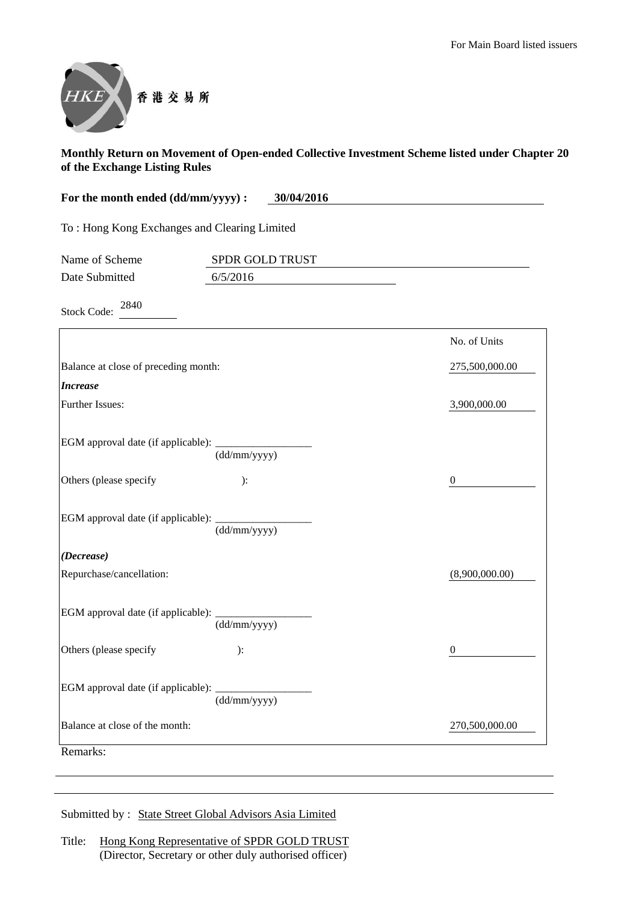For Main Board listed issuers

香 港 交 易 所

**Monthly Return on Movement of Open-ended Collective Investment Scheme listed under Chapter 20 of the Exchange Listing Rules**

**For the month ended (dd/mm/yyyy) : 30/04/2016**

To : Hong Kong Exchanges and Clearing Limited

Name of Scheme: SPDR GOLD TRUST

Date Submitted: 6/5/2016

Stock Code: 2840

| | No. of Units |
|---|---|
| Balance at close of preceding month: | 275,500,000.00 |
| ***Increase*** | |
| Further Issues: | 3,900,000.00 |
| EGM approval date (if applicable): ________ (dd/mm/yyyy) | |
| Others (please specify ): | 0 |
| EGM approval date (if applicable): ________ (dd/mm/yyyy) | |
| ***(Decrease)*** | |
| Repurchase/cancellation: | (8,900,000.00) |
| EGM approval date (if applicable): ________ (dd/mm/yyyy) | |
| Others (please specify ): | 0 |
| EGM approval date (if applicable): ________ (dd/mm/yyyy) | |
| Balance at close of the month: | 270,500,000.00 |

Remarks:

Submitted by : State Street Global Advisors Asia Limited

Title: Hong Kong Representative of SPDR GOLD TRUST
(Director, Secretary or other duly authorised officer)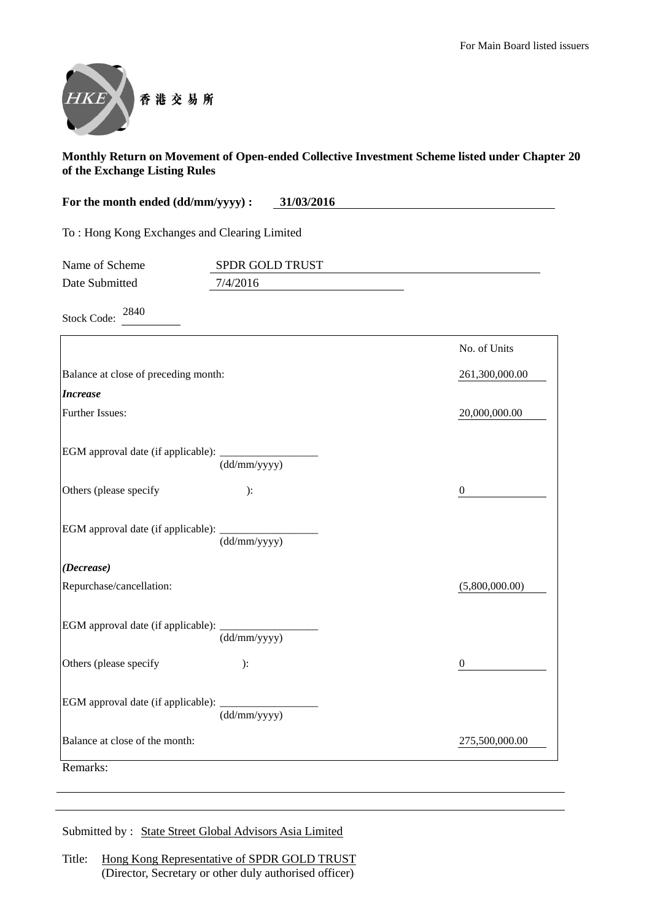For Main Board listed issuers

香港交易所

**Monthly Return on Movement of Open-ended Collective Investment Scheme listed under Chapter 20 of the Exchange Listing Rules**

**For the month ended (dd/mm/yyyy) :** **31/03/2016**

To : Hong Kong Exchanges and Clearing Limited

Name of Scheme: SPDR GOLD TRUST

Date Submitted: 7/4/2016

Stock Code: 2840

| | No. of Units |
|---|---|
| Balance at close of preceding month: | 261,300,000.00 |
| ***Increase*** | |
| Further Issues: | 20,000,000.00 |
| EGM approval date (if applicable): ____________ (dd/mm/yyyy) | |
| Others (please specify ): | 0 |
| EGM approval date (if applicable): ____________ (dd/mm/yyyy) | |
| ***(Decrease)*** | |
| Repurchase/cancellation: | (5,800,000.00) |
| EGM approval date (if applicable): ____________ (dd/mm/yyyy) | |
| Others (please specify ): | 0 |
| EGM approval date (if applicable): ____________ (dd/mm/yyyy) | |
| Balance at close of the month: | 275,500,000.00 |

Remarks:

Submitted by : State Street Global Advisors Asia Limited

Title: Hong Kong Representative of SPDR GOLD TRUST
(Director, Secretary or other duly authorised officer)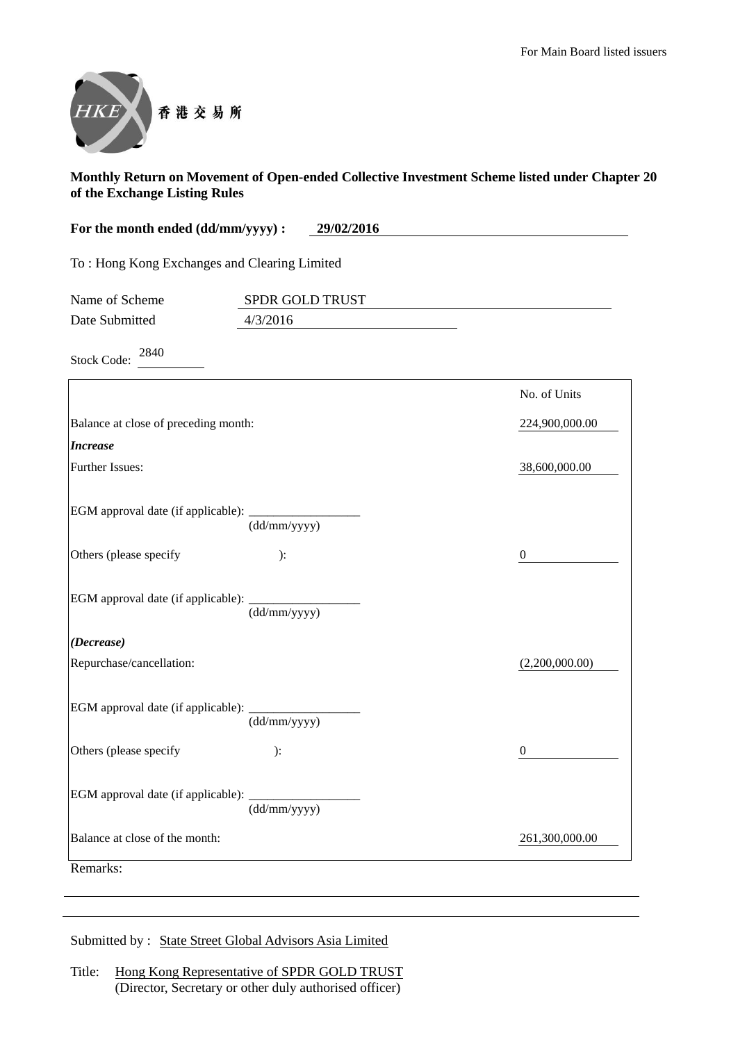For Main Board listed issuers

香港交易所

**Monthly Return on Movement of Open-ended Collective Investment Scheme listed under Chapter 20 of the Exchange Listing Rules**

**For the month ended (dd/mm/yyyy) : 29/02/2016**

To : Hong Kong Exchanges and Clearing Limited

Name of Scheme: SPDR GOLD TRUST

Date Submitted: 4/3/2016

Stock Code: 2840

| | | No. of Units |
|---|---|---|
| Balance at close of preceding month: | | 224,900,000.00 |
| ***Increase*** | | |
| Further Issues: | | 38,600,000.00 |
| EGM approval date (if applicable): | (dd/mm/yyyy) | |
| Others (please specify ): | | 0 |
| EGM approval date (if applicable): | (dd/mm/yyyy) | |
| ***(Decrease)*** | | |
| Repurchase/cancellation: | | (2,200,000.00) |
| EGM approval date (if applicable): | (dd/mm/yyyy) | |
| Others (please specify ): | | 0 |
| EGM approval date (if applicable): | (dd/mm/yyyy) | |
| Balance at close of the month: | | 261,300,000.00 |

Remarks:

Submitted by : State Street Global Advisors Asia Limited

Title: Hong Kong Representative of SPDR GOLD TRUST
(Director, Secretary or other duly authorised officer)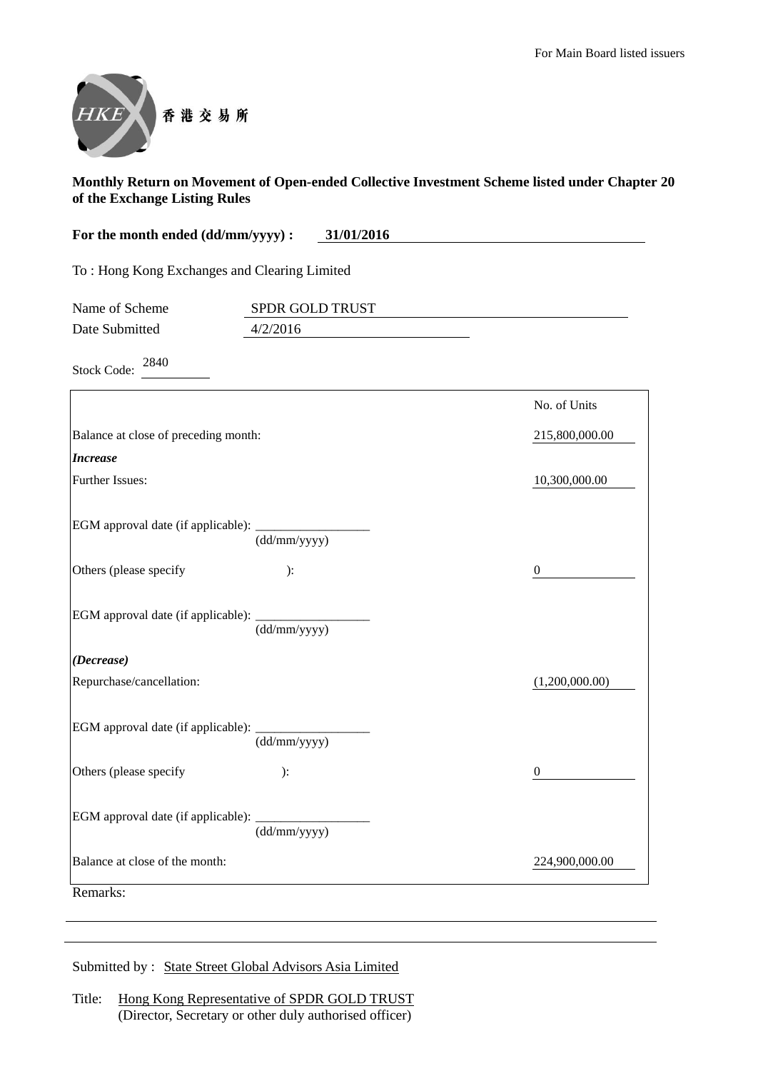For Main Board listed issuers

香港交易所

**Monthly Return on Movement of Open-ended Collective Investment Scheme listed under Chapter 20 of the Exchange Listing Rules**

**For the month ended (dd/mm/yyyy) : 31/01/2016**

To : Hong Kong Exchanges and Clearing Limited

Name of Scheme: SPDR GOLD TRUST

Date Submitted: 4/2/2016

Stock Code: 2840

| | No. of Units |
|---|---|
| Balance at close of preceding month: | 215,800,000.00 |
| ***Increase*** | |
| Further Issues: | 10,300,000.00 |
| EGM approval date (if applicable): ___________ (dd/mm/yyyy) | |
| Others (please specify ): | 0 |
| EGM approval date (if applicable): ___________ (dd/mm/yyyy) | |
| ***(Decrease)*** | |
| Repurchase/cancellation: | (1,200,000.00) |
| EGM approval date (if applicable): ___________ (dd/mm/yyyy) | |
| Others (please specify ): | 0 |
| EGM approval date (if applicable): ___________ (dd/mm/yyyy) | |
| Balance at close of the month: | 224,900,000.00 |

Remarks:

Submitted by : State Street Global Advisors Asia Limited

Title: Hong Kong Representative of SPDR GOLD TRUST
(Director, Secretary or other duly authorised officer)